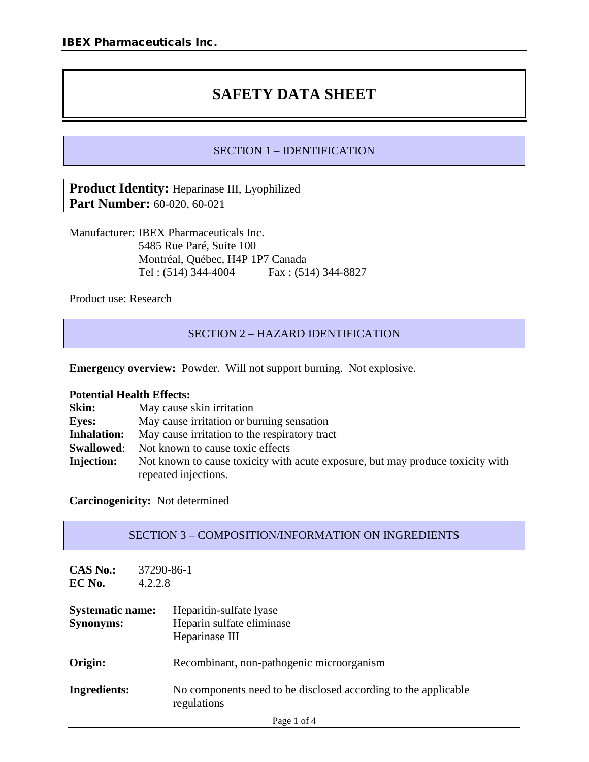# SAFETY DATA SHEET

## SECTION 1 – IDENTIFICATION

**Product Identity:** Heparinase III, Lyophilized
**Part Number:** 60-020, 60-021

Manufacturer: IBEX Pharmaceuticals Inc.
5485 Rue Paré, Suite 100
Montréal, Québec, H4P 1P7 Canada
Tel : (514) 344-4004 Fax : (514) 344-8827

Product use: Research

## SECTION 2 – HAZARD IDENTIFICATION

**Emergency overview:** Powder. Will not support burning. Not explosive.

**Potential Health Effects:**

**Skin:** May cause skin irritation
**Eyes:** May cause irritation or burning sensation
**Inhalation:** May cause irritation to the respiratory tract
**Swallowed**: Not known to cause toxic effects
**Injection:** Not known to cause toxicity with acute exposure, but may produce toxicity with repeated injections.

**Carcinogenicity:** Not determined

## SECTION 3 – COMPOSITION/INFORMATION ON INGREDIENTS

**CAS No.:** 37290-86-1
**EC No.** 4.2.2.8

**Systematic name:** Heparitin-sulfate lyase
**Synonyms:** Heparin sulfate eliminase
Heparinase III

**Origin:** Recombinant, non-pathogenic microorganism

**Ingredients:** No components need to be disclosed according to the applicable regulations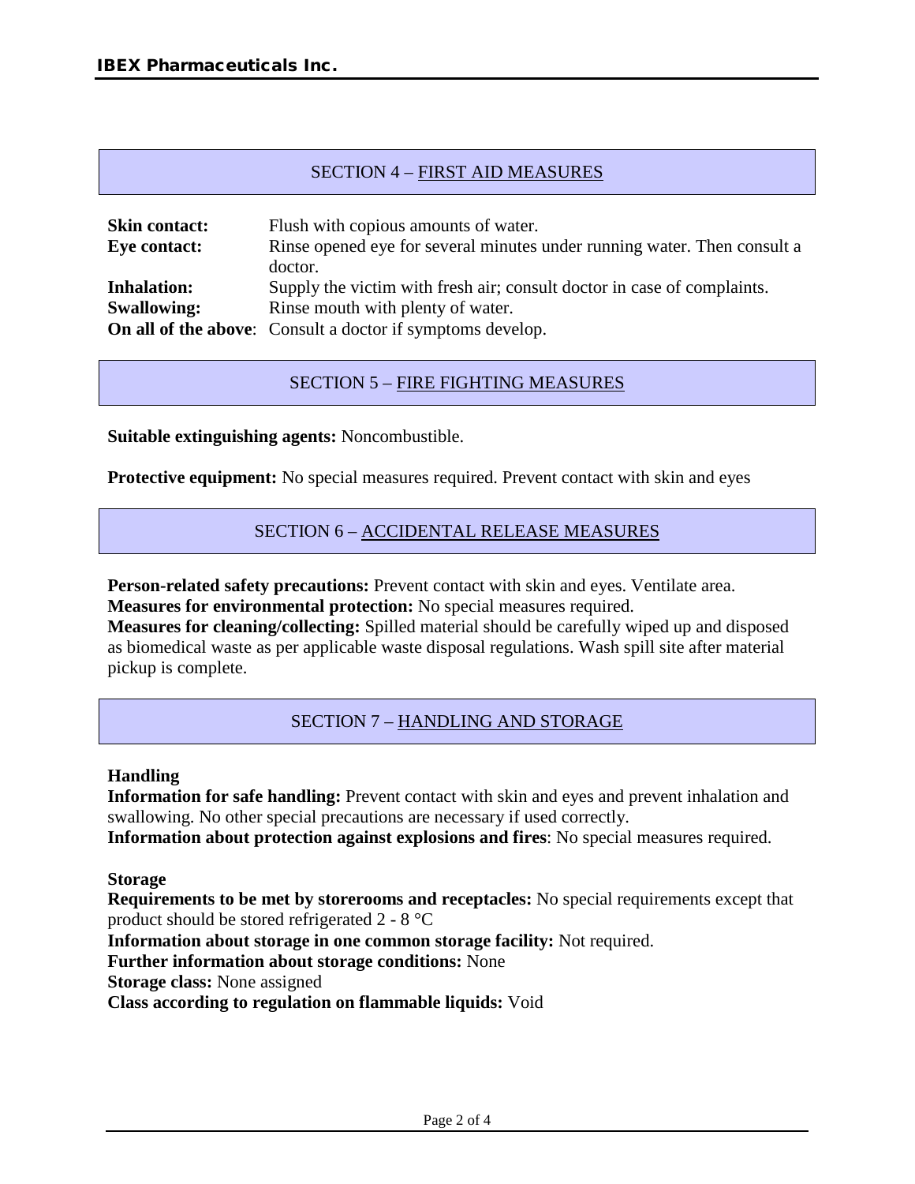## SECTION 4 – FIRST AID MEASURES

**Skin contact:** Flush with copious amounts of water.
**Eye contact:** Rinse opened eye for several minutes under running water. Then consult a doctor.
**Inhalation:** Supply the victim with fresh air; consult doctor in case of complaints.
**Swallowing:** Rinse mouth with plenty of water.
**On all of the above**: Consult a doctor if symptoms develop.

## SECTION 5 – FIRE FIGHTING MEASURES

**Suitable extinguishing agents:** Noncombustible.

**Protective equipment:** No special measures required. Prevent contact with skin and eyes

## SECTION 6 – ACCIDENTAL RELEASE MEASURES

**Person-related safety precautions:** Prevent contact with skin and eyes. Ventilate area.
**Measures for environmental protection:** No special measures required.
**Measures for cleaning/collecting:** Spilled material should be carefully wiped up and disposed as biomedical waste as per applicable waste disposal regulations. Wash spill site after material pickup is complete.

## SECTION 7 – HANDLING AND STORAGE

**Handling**
**Information for safe handling:** Prevent contact with skin and eyes and prevent inhalation and swallowing. No other special precautions are necessary if used correctly.
**Information about protection against explosions and fires**: No special measures required.

**Storage**
**Requirements to be met by storerooms and receptacles:** No special requirements except that product should be stored refrigerated 2 - 8 °C
**Information about storage in one common storage facility:** Not required.
**Further information about storage conditions:** None
**Storage class:** None assigned
**Class according to regulation on flammable liquids:** Void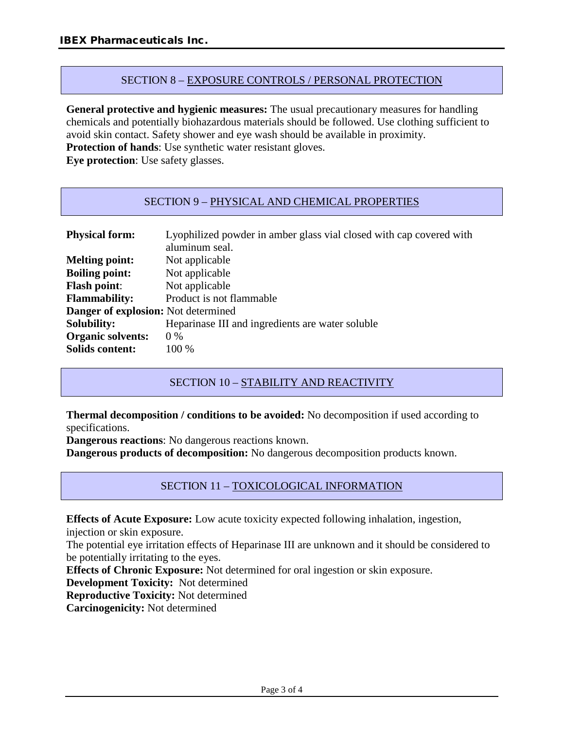## SECTION 8 – EXPOSURE CONTROLS / PERSONAL PROTECTION

**General protective and hygienic measures:** The usual precautionary measures for handling chemicals and potentially biohazardous materials should be followed. Use clothing sufficient to avoid skin contact. Safety shower and eye wash should be available in proximity.
**Protection of hands**: Use synthetic water resistant gloves.
**Eye protection**: Use safety glasses.

## SECTION 9 – PHYSICAL AND CHEMICAL PROPERTIES

**Physical form:** Lyophilized powder in amber glass vial closed with cap covered with aluminum seal.
**Melting point:** Not applicable
**Boiling point:** Not applicable
**Flash point**: Not applicable
**Flammability:** Product is not flammable
**Danger of explosion:** Not determined
**Solubility:** Heparinase III and ingredients are water soluble
**Organic solvents:** 0 %
**Solids content:** 100 %

## SECTION 10 – STABILITY AND REACTIVITY

**Thermal decomposition / conditions to be avoided:** No decomposition if used according to specifications.
**Dangerous reactions**: No dangerous reactions known.
**Dangerous products of decomposition:** No dangerous decomposition products known.

## SECTION 11 – TOXICOLOGICAL INFORMATION

**Effects of Acute Exposure:** Low acute toxicity expected following inhalation, ingestion, injection or skin exposure.
The potential eye irritation effects of Heparinase III are unknown and it should be considered to be potentially irritating to the eyes.
**Effects of Chronic Exposure:** Not determined for oral ingestion or skin exposure.
**Development Toxicity:** Not determined
**Reproductive Toxicity:** Not determined
**Carcinogenicity:** Not determined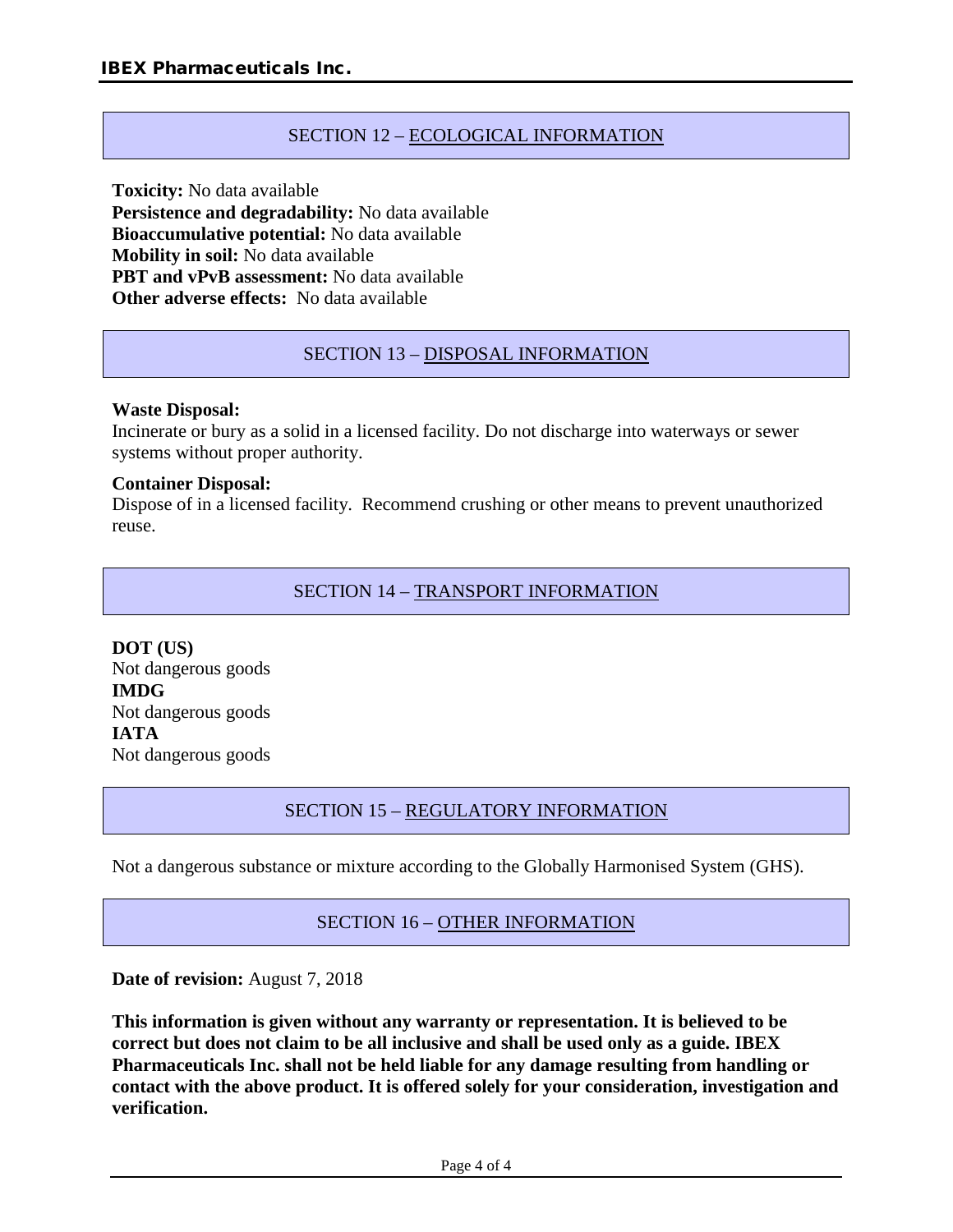## SECTION 12 – ECOLOGICAL INFORMATION

**Toxicity:** No data available
**Persistence and degradability:** No data available
**Bioaccumulative potential:** No data available
**Mobility in soil:** No data available
**PBT and vPvB assessment:** No data available
**Other adverse effects:** No data available

## SECTION 13 – DISPOSAL INFORMATION

**Waste Disposal:**
Incinerate or bury as a solid in a licensed facility. Do not discharge into waterways or sewer systems without proper authority.

**Container Disposal:**
Dispose of in a licensed facility. Recommend crushing or other means to prevent unauthorized reuse.

## SECTION 14 – TRANSPORT INFORMATION

**DOT (US)**
Not dangerous goods
**IMDG**
Not dangerous goods
**IATA**
Not dangerous goods

## SECTION 15 – REGULATORY INFORMATION

Not a dangerous substance or mixture according to the Globally Harmonised System (GHS).

## SECTION 16 – OTHER INFORMATION

**Date of revision:** August 7, 2018

**This information is given without any warranty or representation. It is believed to be correct but does not claim to be all inclusive and shall be used only as a guide. IBEX Pharmaceuticals Inc. shall not be held liable for any damage resulting from handling or contact with the above product. It is offered solely for your consideration, investigation and verification.**